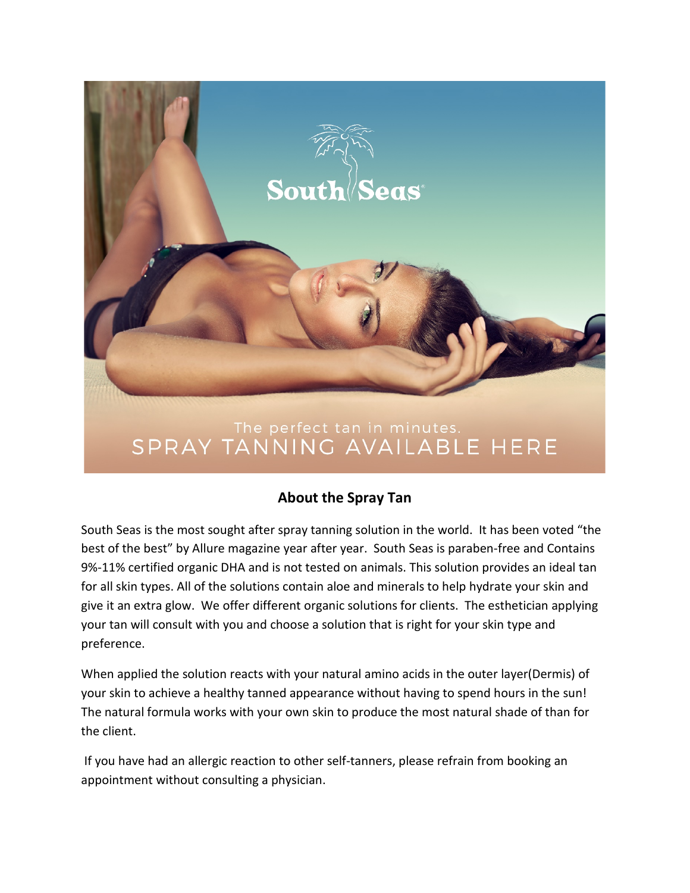South Seas

The perfect tan in minutes.

SPRAY TANNING AVAILABLE HERE

## About the Spray Tan

South Seas is the most sought after spray tanning solution in the world. It has been voted "the best of the best" by Allure magazine year after year. South Seas is paraben-free and Contains 9%-11% certified organic DHA and is not tested on animals. This solution provides an ideal tan for all skin types. All of the solutions contain aloe and minerals to help hydrate your skin and give it an extra glow. We offer different organic solutions for clients. The esthetician applying your tan will consult with you and choose a solution that is right for your skin type and preference.

When applied the solution reacts with your natural amino acids in the outer layer(Dermis) of your skin to achieve a healthy tanned appearance without having to spend hours in the sun! The natural formula works with your own skin to produce the most natural shade of than for the client.

If you have had an allergic reaction to other self-tanners, please refrain from booking an appointment without consulting a physician.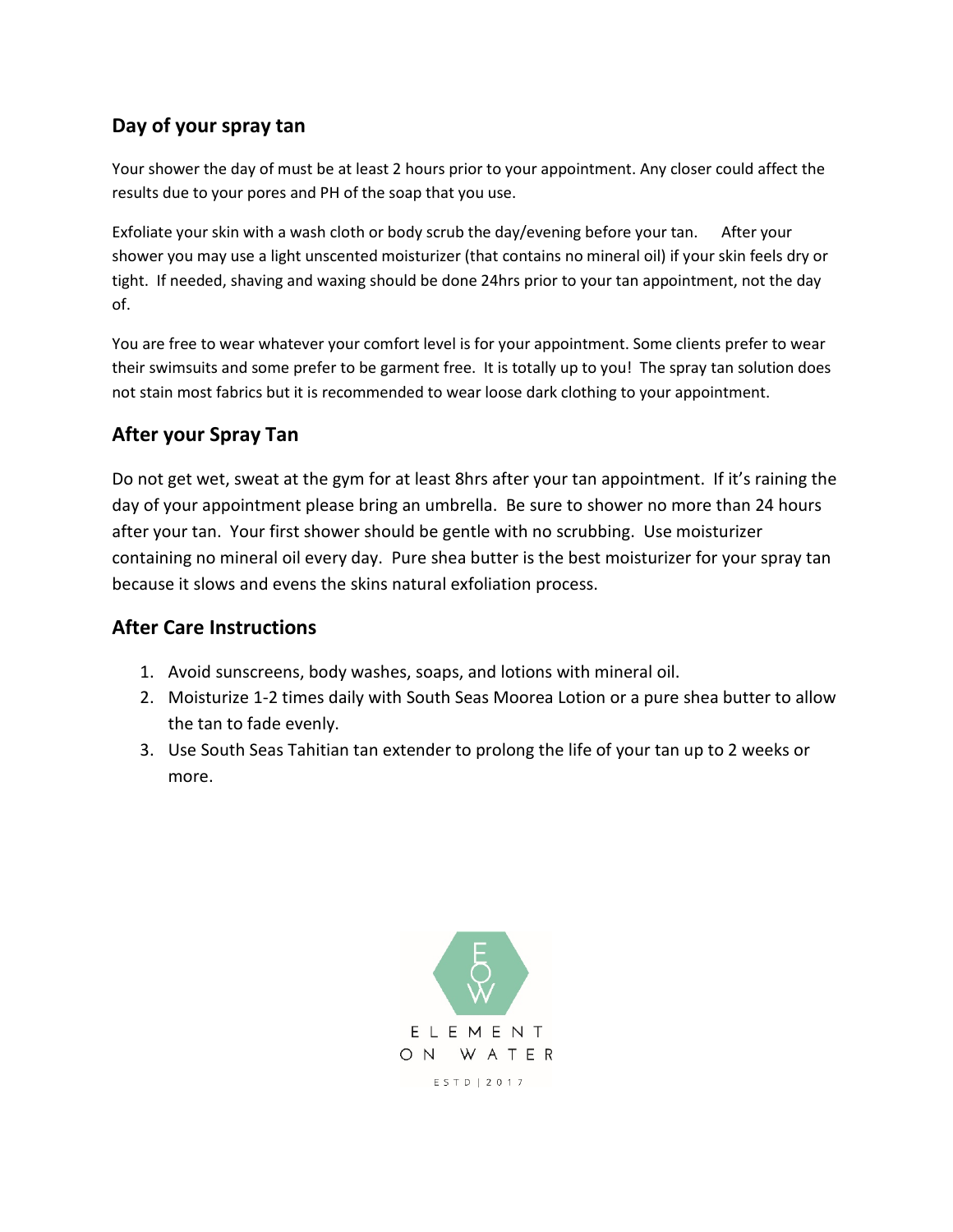## Day of your spray tan

Your shower the day of must be at least 2 hours prior to your appointment. Any closer could affect the results due to your pores and PH of the soap that you use.

Exfoliate your skin with a wash cloth or body scrub the day/evening before your tan. After your shower you may use a light unscented moisturizer (that contains no mineral oil) if your skin feels dry or tight. If needed, shaving and waxing should be done 24hrs prior to your tan appointment, not the day of.

You are free to wear whatever your comfort level is for your appointment. Some clients prefer to wear their swimsuits and some prefer to be garment free. It is totally up to you! The spray tan solution does not stain most fabrics but it is recommended to wear loose dark clothing to your appointment.

## After your Spray Tan

Do not get wet, sweat at the gym for at least 8hrs after your tan appointment. If it's raining the day of your appointment please bring an umbrella. Be sure to shower no more than 24 hours after your tan. Your first shower should be gentle with no scrubbing. Use moisturizer containing no mineral oil every day. Pure shea butter is the best moisturizer for your spray tan because it slows and evens the skins natural exfoliation process.

## After Care Instructions

1. Avoid sunscreens, body washes, soaps, and lotions with mineral oil.
2. Moisturize 1-2 times daily with South Seas Moorea Lotion or a pure shea butter to allow the tan to fade evenly.
3. Use South Seas Tahitian tan extender to prolong the life of your tan up to 2 weeks or more.

ELEMENT ON WATER

ESTD | 2017